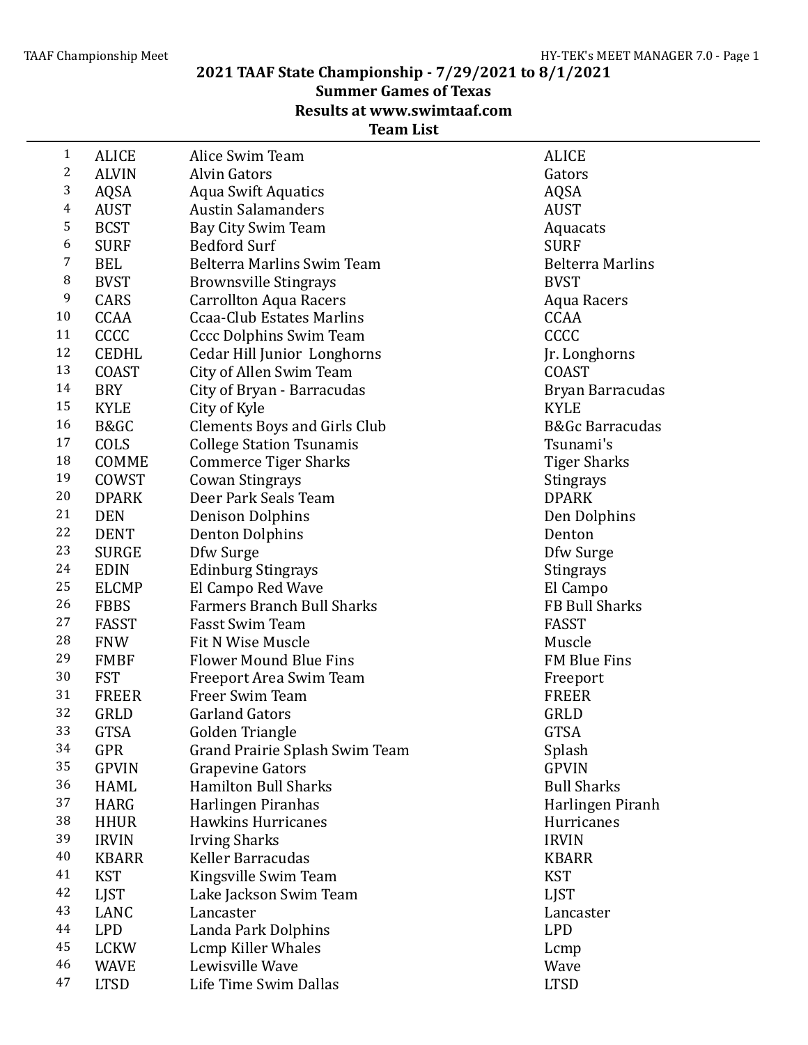## 2021 TAAF State Championship - 7/29/2021 to 8/1/2021

**Summer Games of Texas**

**Results at www.swimtaaf.com**

**Team List**

| # | Code | Team | Short Name |
|---|---|---|---|
| 1 | ALICE | Alice Swim Team | ALICE |
| 2 | ALVIN | Alvin Gators | Gators |
| 3 | AQSA | Aqua Swift Aquatics | AQSA |
| 4 | AUST | Austin Salamanders | AUST |
| 5 | BCST | Bay City Swim Team | Aquacats |
| 6 | SURF | Bedford Surf | SURF |
| 7 | BEL | Belterra Marlins Swim Team | Belterra Marlins |
| 8 | BVST | Brownsville Stingrays | BVST |
| 9 | CARS | Carrollton Aqua Racers | Aqua Racers |
| 10 | CCAA | Ccaa-Club Estates Marlins | CCAA |
| 11 | CCCC | Cccc Dolphins Swim Team | CCCC |
| 12 | CEDHL | Cedar Hill Junior Longhorns | Jr. Longhorns |
| 13 | COAST | City of Allen Swim Team | COAST |
| 14 | BRY | City of Bryan - Barracudas | Bryan Barracudas |
| 15 | KYLE | City of Kyle | KYLE |
| 16 | B&GC | Clements Boys and Girls Club | B&Gc Barracudas |
| 17 | COLS | College Station Tsunamis | Tsunami's |
| 18 | COMME | Commerce Tiger Sharks | Tiger Sharks |
| 19 | COWST | Cowan Stingrays | Stingrays |
| 20 | DPARK | Deer Park Seals Team | DPARK |
| 21 | DEN | Denison Dolphins | Den Dolphins |
| 22 | DENT | Denton Dolphins | Denton |
| 23 | SURGE | Dfw Surge | Dfw Surge |
| 24 | EDIN | Edinburg Stingrays | Stingrays |
| 25 | ELCMP | El Campo Red Wave | El Campo |
| 26 | FBBS | Farmers Branch Bull Sharks | FB Bull Sharks |
| 27 | FASST | Fasst Swim Team | FASST |
| 28 | FNW | Fit N Wise Muscle | Muscle |
| 29 | FMBF | Flower Mound Blue Fins | FM Blue Fins |
| 30 | FST | Freeport Area Swim Team | Freeport |
| 31 | FREER | Freer Swim Team | FREER |
| 32 | GRLD | Garland Gators | GRLD |
| 33 | GTSA | Golden Triangle | GTSA |
| 34 | GPR | Grand Prairie Splash Swim Team | Splash |
| 35 | GPVIN | Grapevine Gators | GPVIN |
| 36 | HAML | Hamilton Bull Sharks | Bull Sharks |
| 37 | HARG | Harlingen Piranhas | Harlingen Piranh |
| 38 | HHUR | Hawkins Hurricanes | Hurricanes |
| 39 | IRVIN | Irving Sharks | IRVIN |
| 40 | KBARR | Keller Barracudas | KBARR |
| 41 | KST | Kingsville Swim Team | KST |
| 42 | LJST | Lake Jackson Swim Team | LJST |
| 43 | LANC | Lancaster | Lancaster |
| 44 | LPD | Landa Park Dolphins | LPD |
| 45 | LCKW | Lcmp Killer Whales | Lcmp |
| 46 | WAVE | Lewisville Wave | Wave |
| 47 | LTSD | Life Time Swim Dallas | LTSD |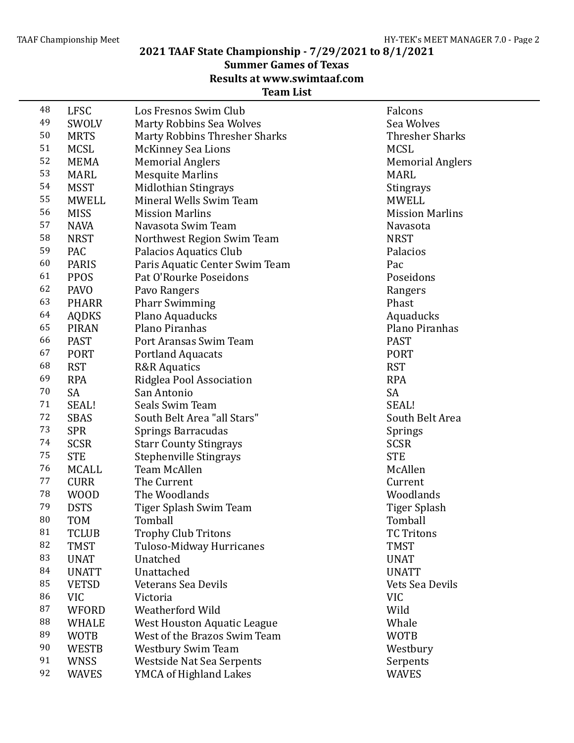## 2021 TAAF State Championship - 7/29/2021 to 8/1/2021

### Summer Games of Texas

### Results at www.swimtaaf.com

### Team List

| | | | |
|---|---|---|---|
| 48 | LFSC | Los Fresnos Swim Club | Falcons |
| 49 | SWOLV | Marty Robbins Sea Wolves | Sea Wolves |
| 50 | MRTS | Marty Robbins Thresher Sharks | Thresher Sharks |
| 51 | MCSL | McKinney Sea Lions | MCSL |
| 52 | MEMA | Memorial Anglers | Memorial Anglers |
| 53 | MARL | Mesquite Marlins | MARL |
| 54 | MSST | Midlothian Stingrays | Stingrays |
| 55 | MWELL | Mineral Wells Swim Team | MWELL |
| 56 | MISS | Mission Marlins | Mission Marlins |
| 57 | NAVA | Navasota Swim Team | Navasota |
| 58 | NRST | Northwest Region Swim Team | NRST |
| 59 | PAC | Palacios Aquatics Club | Palacios |
| 60 | PARIS | Paris Aquatic Center Swim Team | Pac |
| 61 | PPOS | Pat O'Rourke Poseidons | Poseidons |
| 62 | PAVO | Pavo Rangers | Rangers |
| 63 | PHARR | Pharr Swimming | Phast |
| 64 | AQDKS | Plano Aquaducks | Aquaducks |
| 65 | PIRAN | Plano Piranhas | Plano Piranhas |
| 66 | PAST | Port Aransas Swim Team | PAST |
| 67 | PORT | Portland Aquacats | PORT |
| 68 | RST | R&R Aquatics | RST |
| 69 | RPA | Ridglea Pool Association | RPA |
| 70 | SA | San Antonio | SA |
| 71 | SEAL! | Seals Swim Team | SEAL! |
| 72 | SBAS | South Belt Area "all Stars" | South Belt Area |
| 73 | SPR | Springs Barracudas | Springs |
| 74 | SCSR | Starr County Stingrays | SCSR |
| 75 | STE | Stephenville Stingrays | STE |
| 76 | MCALL | Team McAllen | McAllen |
| 77 | CURR | The Current | Current |
| 78 | WOOD | The Woodlands | Woodlands |
| 79 | DSTS | Tiger Splash Swim Team | Tiger Splash |
| 80 | TOM | Tomball | Tomball |
| 81 | TCLUB | Trophy Club Tritons | TC Tritons |
| 82 | TMST | Tuloso-Midway Hurricanes | TMST |
| 83 | UNAT | Unatched | UNAT |
| 84 | UNATT | Unattached | UNATT |
| 85 | VETSD | Veterans Sea Devils | Vets Sea Devils |
| 86 | VIC | Victoria | VIC |
| 87 | WFORD | Weatherford Wild | Wild |
| 88 | WHALE | West Houston Aquatic League | Whale |
| 89 | WOTB | West of the Brazos Swim Team | WOTB |
| 90 | WESTB | Westbury Swim Team | Westbury |
| 91 | WNSS | Westside Nat Sea Serpents | Serpents |
| 92 | WAVES | YMCA of Highland Lakes | WAVES |